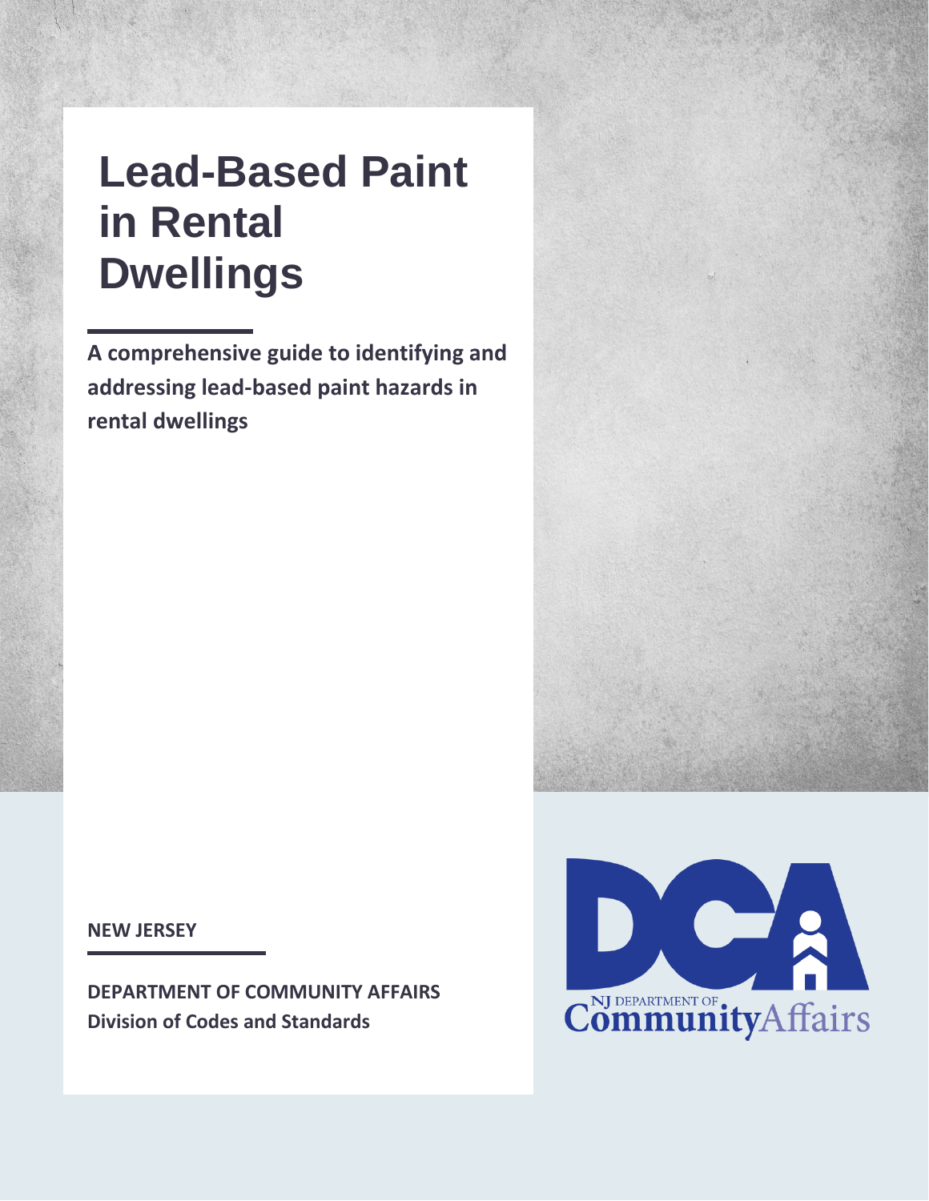# Lead-Based Paint in Rental Dwellings

**A comprehensive guide to identifying and addressing lead-based paint hazards in rental dwellings**

**NEW JERSEY**

**DEPARTMENT OF COMMUNITY AFFAIRS**
**Division of Codes and Standards**

NJ DEPARTMENT OF CommunityAffairs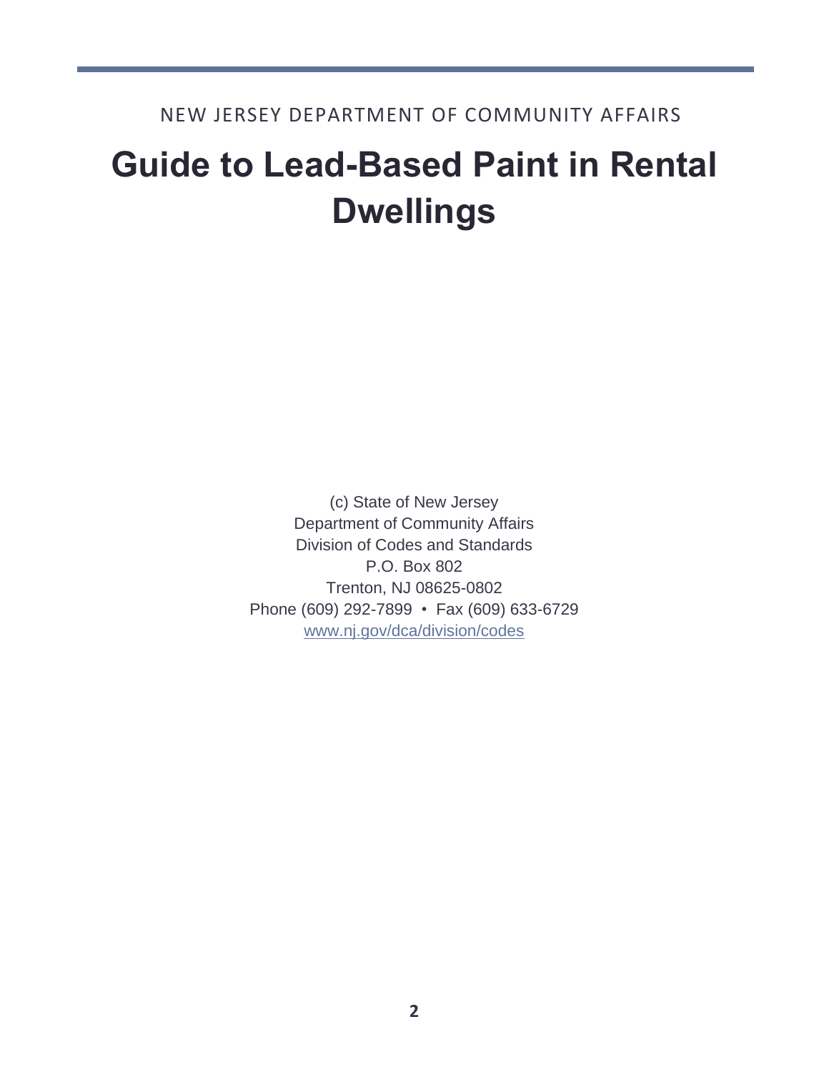NEW JERSEY DEPARTMENT OF COMMUNITY AFFAIRS

# Guide to Lead-Based Paint in Rental Dwellings

(c) State of New Jersey
Department of Community Affairs
Division of Codes and Standards
P.O. Box 802
Trenton, NJ 08625-0802
Phone (609) 292-7899 • Fax (609) 633-6729
www.nj.gov/dca/division/codes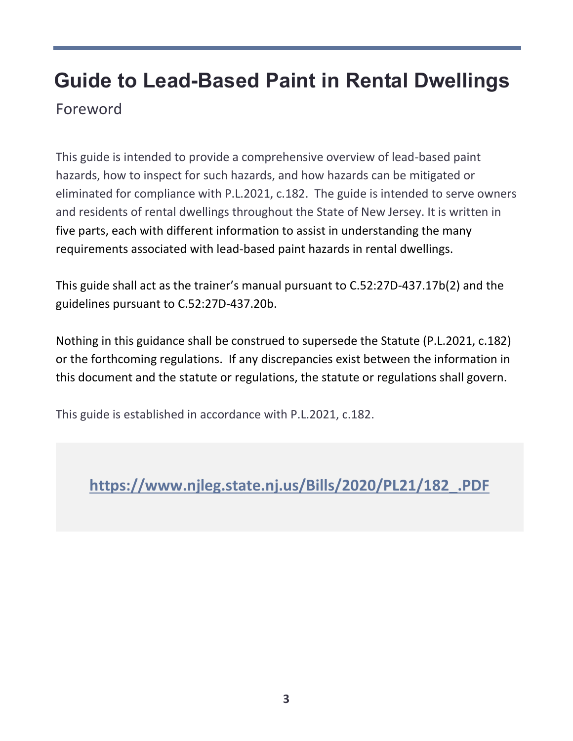# Guide to Lead-Based Paint in Rental Dwellings

## Foreword

This guide is intended to provide a comprehensive overview of lead-based paint hazards, how to inspect for such hazards, and how hazards can be mitigated or eliminated for compliance with P.L.2021, c.182. The guide is intended to serve owners and residents of rental dwellings throughout the State of New Jersey. It is written in five parts, each with different information to assist in understanding the many requirements associated with lead-based paint hazards in rental dwellings.

This guide shall act as the trainer's manual pursuant to C.52:27D-437.17b(2) and the guidelines pursuant to C.52:27D-437.20b.

Nothing in this guidance shall be construed to supersede the Statute (P.L.2021, c.182) or the forthcoming regulations. If any discrepancies exist between the information in this document and the statute or regulations, the statute or regulations shall govern.

This guide is established in accordance with P.L.2021, c.182.

**https://www.njleg.state.nj.us/Bills/2020/PL21/182_.PDF**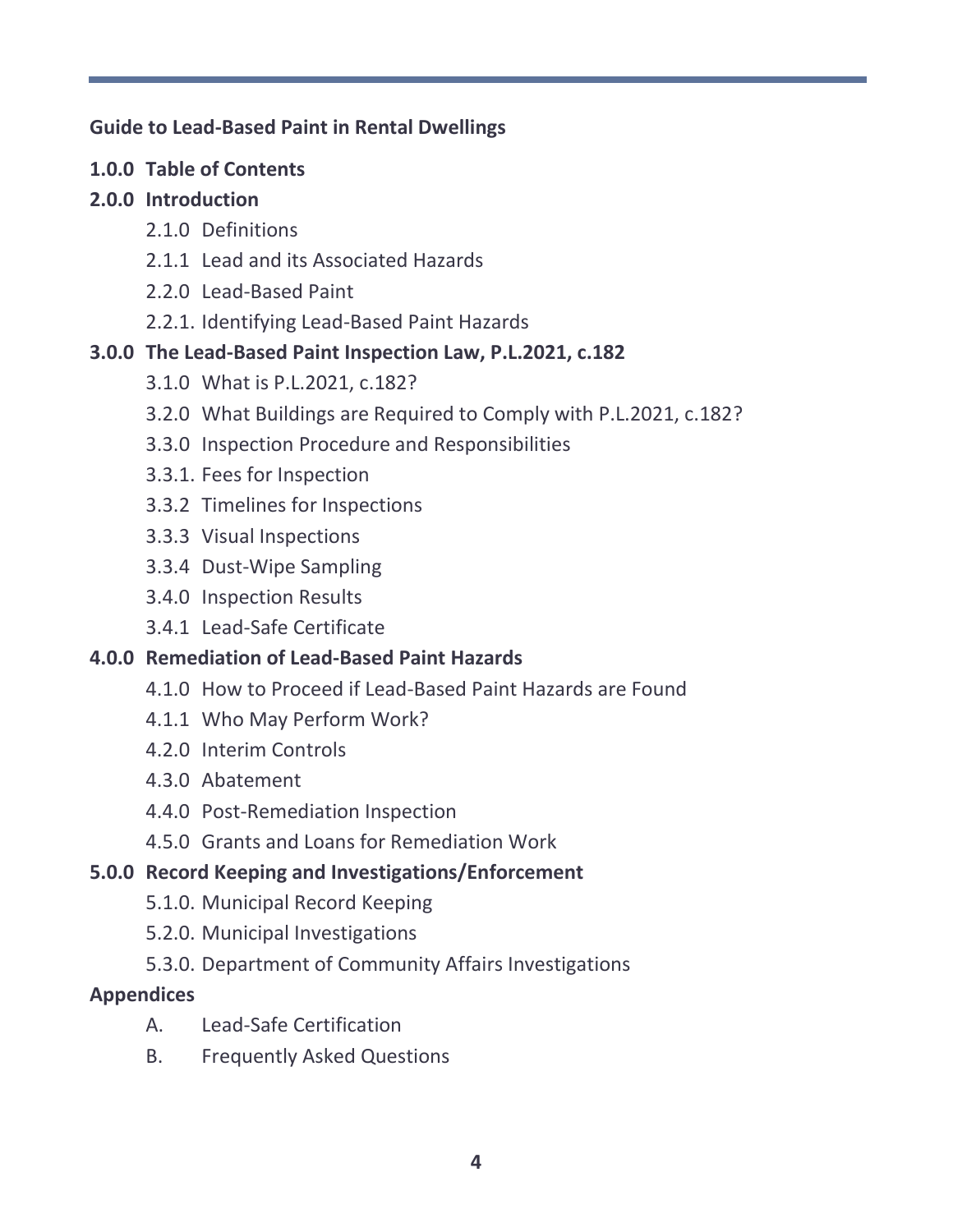**Guide to Lead-Based Paint in Rental Dwellings**

**1.0.0 Table of Contents**

**2.0.0 Introduction**

- 2.1.0 Definitions
- 2.1.1 Lead and its Associated Hazards
- 2.2.0 Lead-Based Paint
- 2.2.1. Identifying Lead-Based Paint Hazards

**3.0.0 The Lead-Based Paint Inspection Law, P.L.2021, c.182**

- 3.1.0 What is P.L.2021, c.182?
- 3.2.0 What Buildings are Required to Comply with P.L.2021, c.182?
- 3.3.0 Inspection Procedure and Responsibilities
- 3.3.1. Fees for Inspection
- 3.3.2 Timelines for Inspections
- 3.3.3 Visual Inspections
- 3.3.4 Dust-Wipe Sampling
- 3.4.0 Inspection Results
- 3.4.1 Lead-Safe Certificate

**4.0.0 Remediation of Lead-Based Paint Hazards**

- 4.1.0 How to Proceed if Lead-Based Paint Hazards are Found
- 4.1.1 Who May Perform Work?
- 4.2.0 Interim Controls
- 4.3.0 Abatement
- 4.4.0 Post-Remediation Inspection
- 4.5.0 Grants and Loans for Remediation Work

**5.0.0 Record Keeping and Investigations/Enforcement**

- 5.1.0. Municipal Record Keeping
- 5.2.0. Municipal Investigations
- 5.3.0. Department of Community Affairs Investigations

**Appendices**

- A. Lead-Safe Certification
- B. Frequently Asked Questions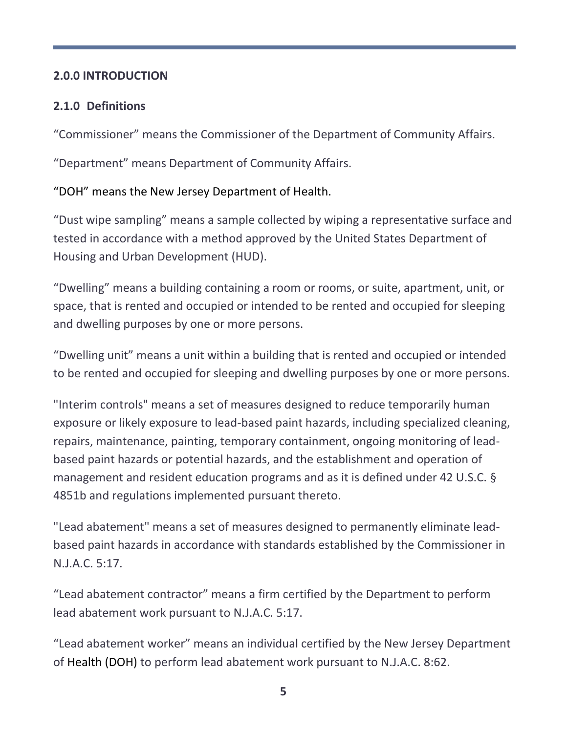## 2.0.0 INTRODUCTION

### 2.1.0 Definitions

“Commissioner” means the Commissioner of the Department of Community Affairs.

“Department” means Department of Community Affairs.

“DOH” means the New Jersey Department of Health.

“Dust wipe sampling” means a sample collected by wiping a representative surface and tested in accordance with a method approved by the United States Department of Housing and Urban Development (HUD).

“Dwelling” means a building containing a room or rooms, or suite, apartment, unit, or space, that is rented and occupied or intended to be rented and occupied for sleeping and dwelling purposes by one or more persons.

“Dwelling unit” means a unit within a building that is rented and occupied or intended to be rented and occupied for sleeping and dwelling purposes by one or more persons.

"Interim controls" means a set of measures designed to reduce temporarily human exposure or likely exposure to lead-based paint hazards, including specialized cleaning, repairs, maintenance, painting, temporary containment, ongoing monitoring of lead-based paint hazards or potential hazards, and the establishment and operation of management and resident education programs and as it is defined under 42 U.S.C. § 4851b and regulations implemented pursuant thereto.

"Lead abatement" means a set of measures designed to permanently eliminate lead-based paint hazards in accordance with standards established by the Commissioner in N.J.A.C. 5:17.

“Lead abatement contractor” means a firm certified by the Department to perform lead abatement work pursuant to N.J.A.C. 5:17.

“Lead abatement worker” means an individual certified by the New Jersey Department of Health (DOH) to perform lead abatement work pursuant to N.J.A.C. 8:62.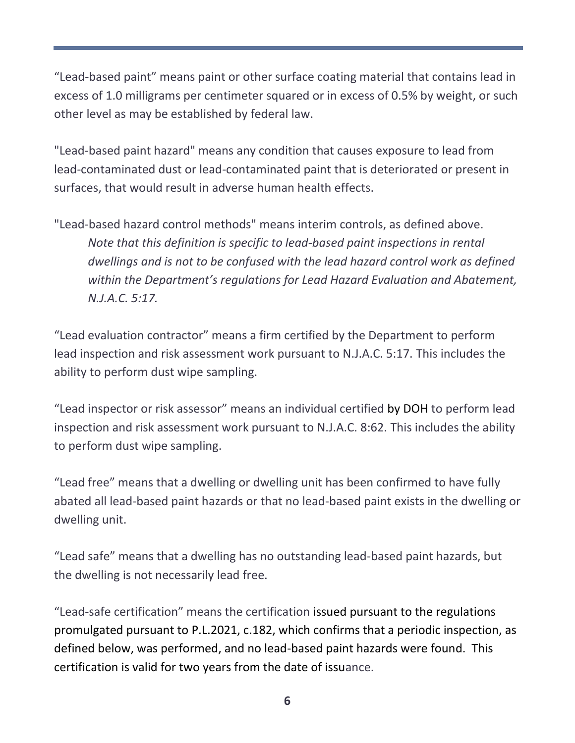"Lead-based paint" means paint or other surface coating material that contains lead in excess of 1.0 milligrams per centimeter squared or in excess of 0.5% by weight, or such other level as may be established by federal law.

"Lead-based paint hazard" means any condition that causes exposure to lead from lead-contaminated dust or lead-contaminated paint that is deteriorated or present in surfaces, that would result in adverse human health effects.

"Lead-based hazard control methods" means interim controls, as defined above.

> *Note that this definition is specific to lead-based paint inspections in rental dwellings and is not to be confused with the lead hazard control work as defined within the Department's regulations for Lead Hazard Evaluation and Abatement, N.J.A.C. 5:17.*

"Lead evaluation contractor" means a firm certified by the Department to perform lead inspection and risk assessment work pursuant to N.J.A.C. 5:17. This includes the ability to perform dust wipe sampling.

"Lead inspector or risk assessor" means an individual certified by DOH to perform lead inspection and risk assessment work pursuant to N.J.A.C. 8:62. This includes the ability to perform dust wipe sampling.

"Lead free" means that a dwelling or dwelling unit has been confirmed to have fully abated all lead-based paint hazards or that no lead-based paint exists in the dwelling or dwelling unit.

"Lead safe" means that a dwelling has no outstanding lead-based paint hazards, but the dwelling is not necessarily lead free.

"Lead-safe certification" means the certification issued pursuant to the regulations promulgated pursuant to P.L.2021, c.182, which confirms that a periodic inspection, as defined below, was performed, and no lead-based paint hazards were found. This certification is valid for two years from the date of issuance.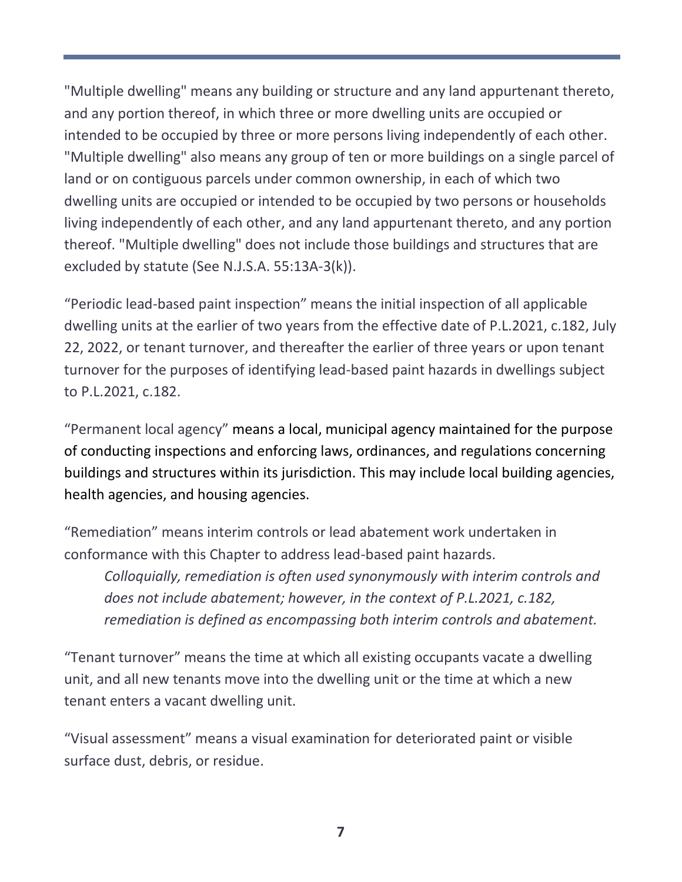"Multiple dwelling" means any building or structure and any land appurtenant thereto, and any portion thereof, in which three or more dwelling units are occupied or intended to be occupied by three or more persons living independently of each other. "Multiple dwelling" also means any group of ten or more buildings on a single parcel of land or on contiguous parcels under common ownership, in each of which two dwelling units are occupied or intended to be occupied by two persons or households living independently of each other, and any land appurtenant thereto, and any portion thereof. "Multiple dwelling" does not include those buildings and structures that are excluded by statute (See N.J.S.A. 55:13A-3(k)).

"Periodic lead-based paint inspection" means the initial inspection of all applicable dwelling units at the earlier of two years from the effective date of P.L.2021, c.182, July 22, 2022, or tenant turnover, and thereafter the earlier of three years or upon tenant turnover for the purposes of identifying lead-based paint hazards in dwellings subject to P.L.2021, c.182.

"Permanent local agency" means a local, municipal agency maintained for the purpose of conducting inspections and enforcing laws, ordinances, and regulations concerning buildings and structures within its jurisdiction. This may include local building agencies, health agencies, and housing agencies.

"Remediation" means interim controls or lead abatement work undertaken in conformance with this Chapter to address lead-based paint hazards.

> *Colloquially, remediation is often used synonymously with interim controls and does not include abatement; however, in the context of P.L.2021, c.182, remediation is defined as encompassing both interim controls and abatement.*

"Tenant turnover" means the time at which all existing occupants vacate a dwelling unit, and all new tenants move into the dwelling unit or the time at which a new tenant enters a vacant dwelling unit.

"Visual assessment" means a visual examination for deteriorated paint or visible surface dust, debris, or residue.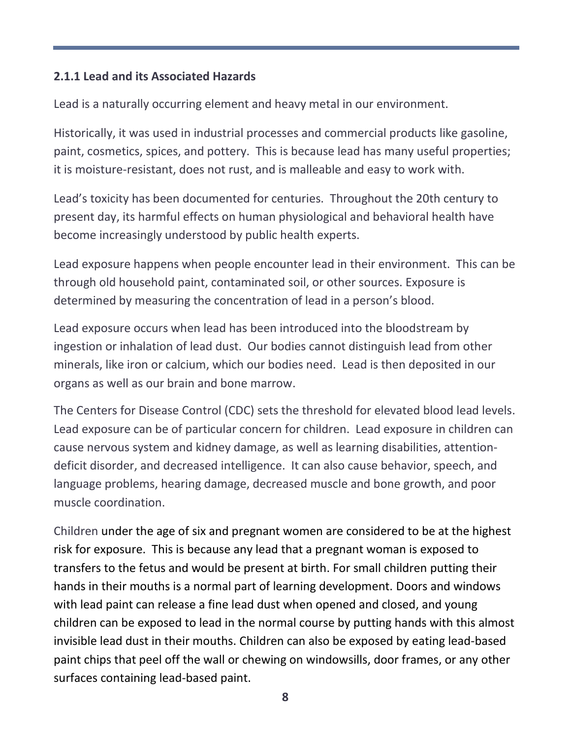### 2.1.1 Lead and its Associated Hazards

Lead is a naturally occurring element and heavy metal in our environment.

Historically, it was used in industrial processes and commercial products like gasoline, paint, cosmetics, spices, and pottery. This is because lead has many useful properties; it is moisture-resistant, does not rust, and is malleable and easy to work with.

Lead's toxicity has been documented for centuries. Throughout the 20th century to present day, its harmful effects on human physiological and behavioral health have become increasingly understood by public health experts.

Lead exposure happens when people encounter lead in their environment. This can be through old household paint, contaminated soil, or other sources. Exposure is determined by measuring the concentration of lead in a person's blood.

Lead exposure occurs when lead has been introduced into the bloodstream by ingestion or inhalation of lead dust. Our bodies cannot distinguish lead from other minerals, like iron or calcium, which our bodies need. Lead is then deposited in our organs as well as our brain and bone marrow.

The Centers for Disease Control (CDC) sets the threshold for elevated blood lead levels. Lead exposure can be of particular concern for children. Lead exposure in children can cause nervous system and kidney damage, as well as learning disabilities, attention-deficit disorder, and decreased intelligence. It can also cause behavior, speech, and language problems, hearing damage, decreased muscle and bone growth, and poor muscle coordination.

Children under the age of six and pregnant women are considered to be at the highest risk for exposure. This is because any lead that a pregnant woman is exposed to transfers to the fetus and would be present at birth. For small children putting their hands in their mouths is a normal part of learning development. Doors and windows with lead paint can release a fine lead dust when opened and closed, and young children can be exposed to lead in the normal course by putting hands with this almost invisible lead dust in their mouths. Children can also be exposed by eating lead-based paint chips that peel off the wall or chewing on windowsills, door frames, or any other surfaces containing lead-based paint.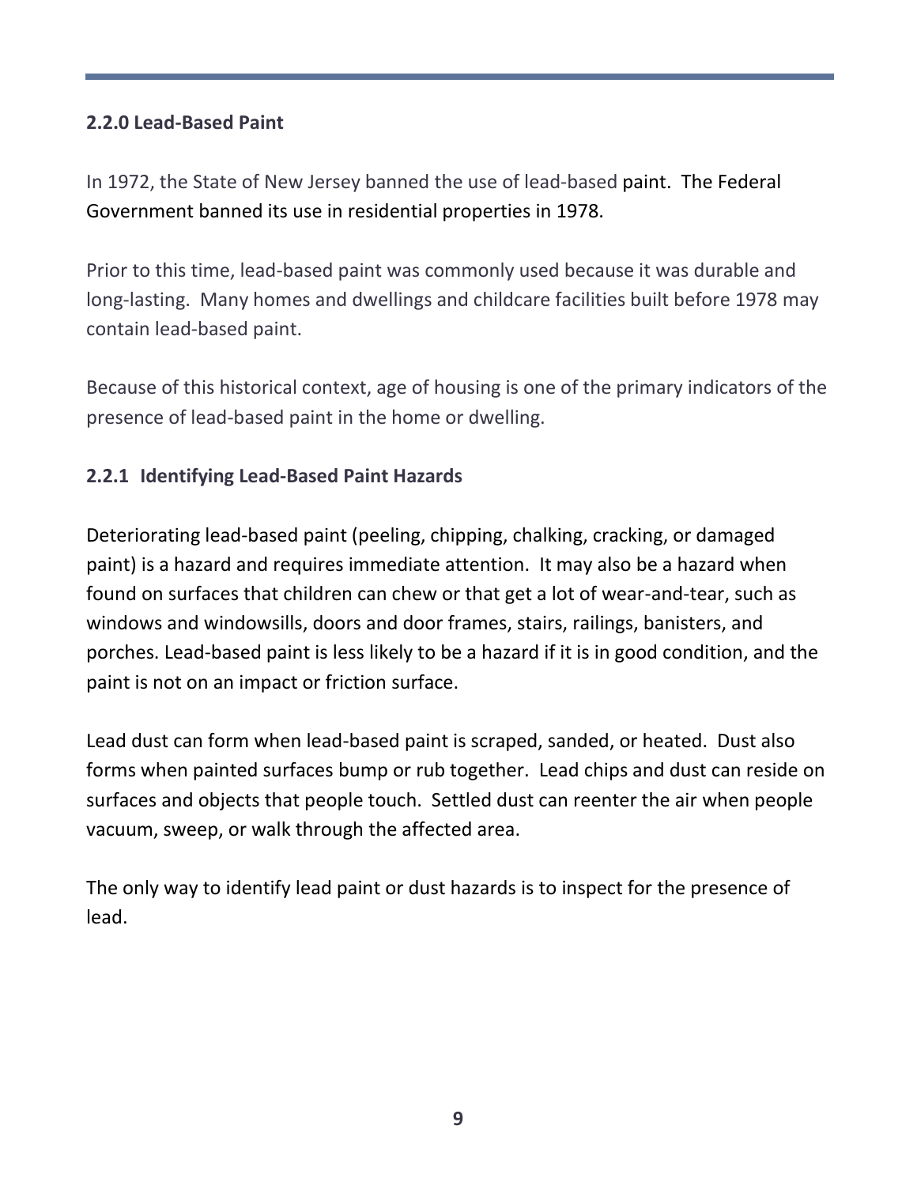### 2.2.0 Lead-Based Paint

In 1972, the State of New Jersey banned the use of lead-based paint. The Federal Government banned its use in residential properties in 1978.

Prior to this time, lead-based paint was commonly used because it was durable and long-lasting. Many homes and dwellings and childcare facilities built before 1978 may contain lead-based paint.

Because of this historical context, age of housing is one of the primary indicators of the presence of lead-based paint in the home or dwelling.

### 2.2.1 Identifying Lead-Based Paint Hazards

Deteriorating lead-based paint (peeling, chipping, chalking, cracking, or damaged paint) is a hazard and requires immediate attention. It may also be a hazard when found on surfaces that children can chew or that get a lot of wear-and-tear, such as windows and windowsills, doors and door frames, stairs, railings, banisters, and porches. Lead-based paint is less likely to be a hazard if it is in good condition, and the paint is not on an impact or friction surface.

Lead dust can form when lead-based paint is scraped, sanded, or heated. Dust also forms when painted surfaces bump or rub together. Lead chips and dust can reside on surfaces and objects that people touch. Settled dust can reenter the air when people vacuum, sweep, or walk through the affected area.

The only way to identify lead paint or dust hazards is to inspect for the presence of lead.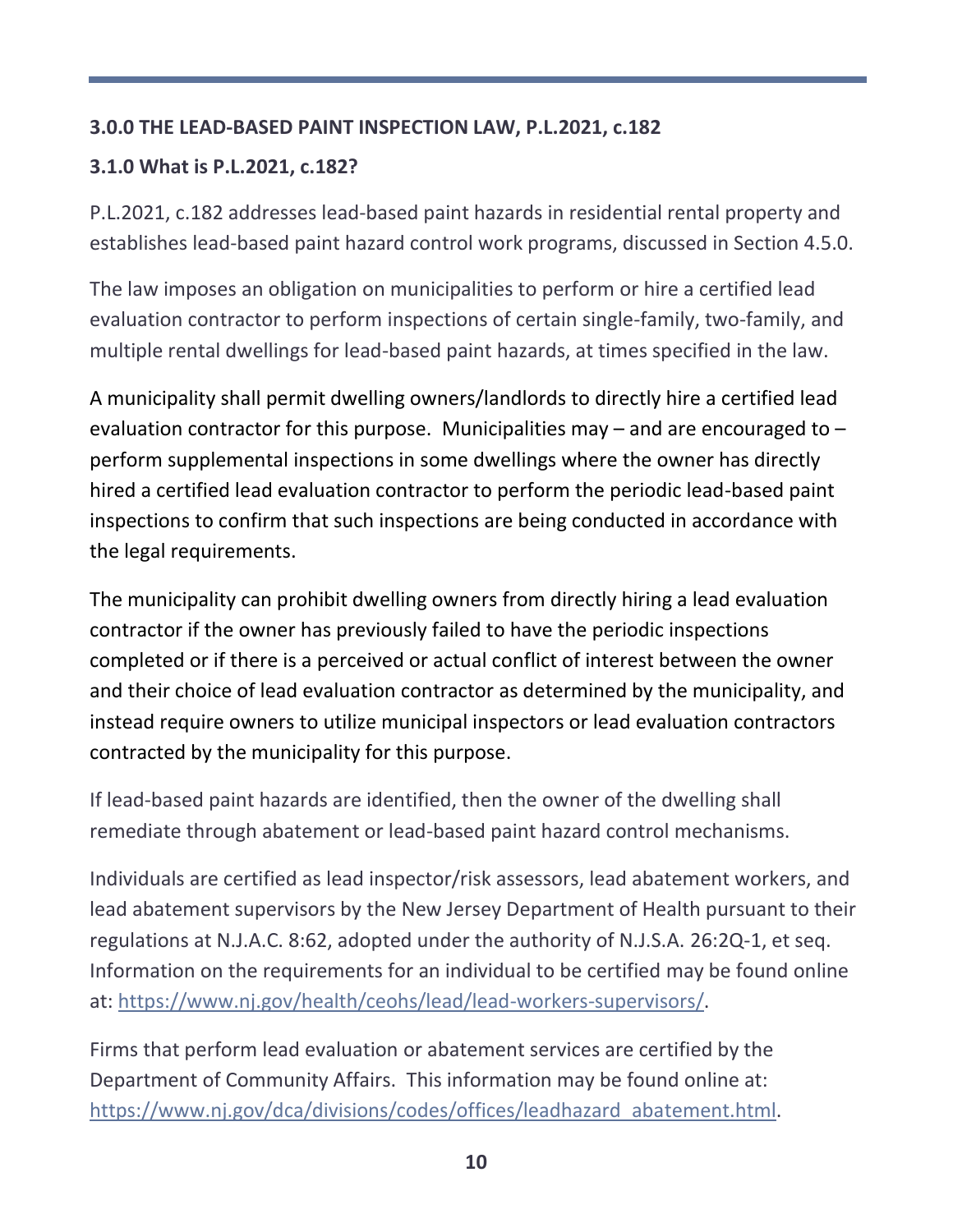### 3.0.0 THE LEAD-BASED PAINT INSPECTION LAW, P.L.2021, c.182

### 3.1.0 What is P.L.2021, c.182?

P.L.2021, c.182 addresses lead-based paint hazards in residential rental property and establishes lead-based paint hazard control work programs, discussed in Section 4.5.0.

The law imposes an obligation on municipalities to perform or hire a certified lead evaluation contractor to perform inspections of certain single-family, two-family, and multiple rental dwellings for lead-based paint hazards, at times specified in the law.

A municipality shall permit dwelling owners/landlords to directly hire a certified lead evaluation contractor for this purpose. Municipalities may – and are encouraged to – perform supplemental inspections in some dwellings where the owner has directly hired a certified lead evaluation contractor to perform the periodic lead-based paint inspections to confirm that such inspections are being conducted in accordance with the legal requirements.

The municipality can prohibit dwelling owners from directly hiring a lead evaluation contractor if the owner has previously failed to have the periodic inspections completed or if there is a perceived or actual conflict of interest between the owner and their choice of lead evaluation contractor as determined by the municipality, and instead require owners to utilize municipal inspectors or lead evaluation contractors contracted by the municipality for this purpose.

If lead-based paint hazards are identified, then the owner of the dwelling shall remediate through abatement or lead-based paint hazard control mechanisms.

Individuals are certified as lead inspector/risk assessors, lead abatement workers, and lead abatement supervisors by the New Jersey Department of Health pursuant to their regulations at N.J.A.C. 8:62, adopted under the authority of N.J.S.A. 26:2Q-1, et seq. Information on the requirements for an individual to be certified may be found online at: https://www.nj.gov/health/ceohs/lead/lead-workers-supervisors/.

Firms that perform lead evaluation or abatement services are certified by the Department of Community Affairs. This information may be found online at: https://www.nj.gov/dca/divisions/codes/offices/leadhazard_abatement.html.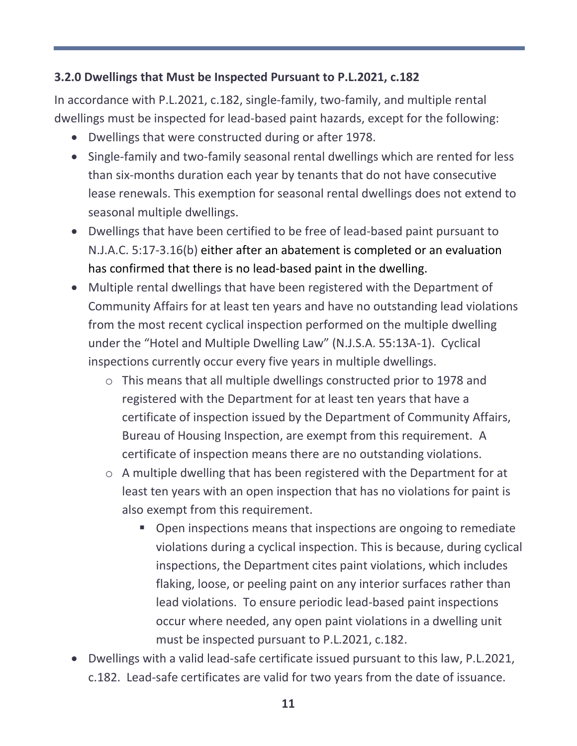### 3.2.0 Dwellings that Must be Inspected Pursuant to P.L.2021, c.182

In accordance with P.L.2021, c.182, single-family, two-family, and multiple rental dwellings must be inspected for lead-based paint hazards, except for the following:

- Dwellings that were constructed during or after 1978.
- Single-family and two-family seasonal rental dwellings which are rented for less than six-months duration each year by tenants that do not have consecutive lease renewals. This exemption for seasonal rental dwellings does not extend to seasonal multiple dwellings.
- Dwellings that have been certified to be free of lead-based paint pursuant to N.J.A.C. 5:17-3.16(b) either after an abatement is completed or an evaluation has confirmed that there is no lead-based paint in the dwelling.
- Multiple rental dwellings that have been registered with the Department of Community Affairs for at least ten years and have no outstanding lead violations from the most recent cyclical inspection performed on the multiple dwelling under the "Hotel and Multiple Dwelling Law" (N.J.S.A. 55:13A-1). Cyclical inspections currently occur every five years in multiple dwellings.
  - This means that all multiple dwellings constructed prior to 1978 and registered with the Department for at least ten years that have a certificate of inspection issued by the Department of Community Affairs, Bureau of Housing Inspection, are exempt from this requirement. A certificate of inspection means there are no outstanding violations.
  - A multiple dwelling that has been registered with the Department for at least ten years with an open inspection that has no violations for paint is also exempt from this requirement.
    - Open inspections means that inspections are ongoing to remediate violations during a cyclical inspection. This is because, during cyclical inspections, the Department cites paint violations, which includes flaking, loose, or peeling paint on any interior surfaces rather than lead violations. To ensure periodic lead-based paint inspections occur where needed, any open paint violations in a dwelling unit must be inspected pursuant to P.L.2021, c.182.
- Dwellings with a valid lead-safe certificate issued pursuant to this law, P.L.2021, c.182. Lead-safe certificates are valid for two years from the date of issuance.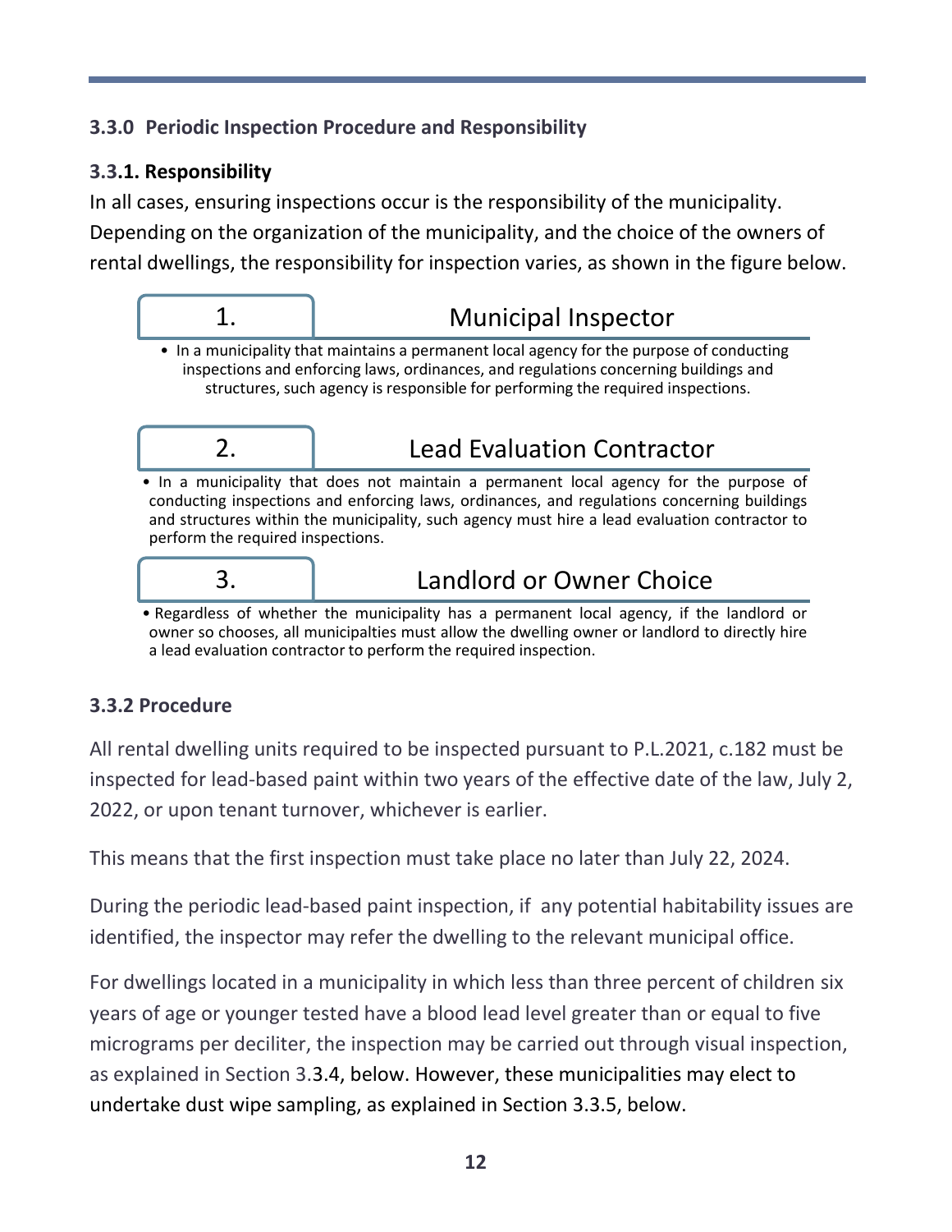### 3.3.0 Periodic Inspection Procedure and Responsibility

#### 3.3.1. Responsibility

In all cases, ensuring inspections occur is the responsibility of the municipality. Depending on the organization of the municipality, and the choice of the owners of rental dwellings, the responsibility for inspection varies, as shown in the figure below.

**1. Municipal Inspector**

- In a municipality that maintains a permanent local agency for the purpose of conducting inspections and enforcing laws, ordinances, and regulations concerning buildings and structures, such agency is responsible for performing the required inspections.

**2. Lead Evaluation Contractor**

- In a municipality that does not maintain a permanent local agency for the purpose of conducting inspections and enforcing laws, ordinances, and regulations concerning buildings and structures within the municipality, such agency must hire a lead evaluation contractor to perform the required inspections.

**3. Landlord or Owner Choice**

- Regardless of whether the municipality has a permanent local agency, if the landlord or owner so chooses, all municipalties must allow the dwelling owner or landlord to directly hire a lead evaluation contractor to perform the required inspection.

#### 3.3.2 Procedure

All rental dwelling units required to be inspected pursuant to P.L.2021, c.182 must be inspected for lead-based paint within two years of the effective date of the law, July 2, 2022, or upon tenant turnover, whichever is earlier.

This means that the first inspection must take place no later than July 22, 2024.

During the periodic lead-based paint inspection, if any potential habitability issues are identified, the inspector may refer the dwelling to the relevant municipal office.

For dwellings located in a municipality in which less than three percent of children six years of age or younger tested have a blood lead level greater than or equal to five micrograms per deciliter, the inspection may be carried out through visual inspection, as explained in Section 3.3.4, below. However, these municipalities may elect to undertake dust wipe sampling, as explained in Section 3.3.5, below.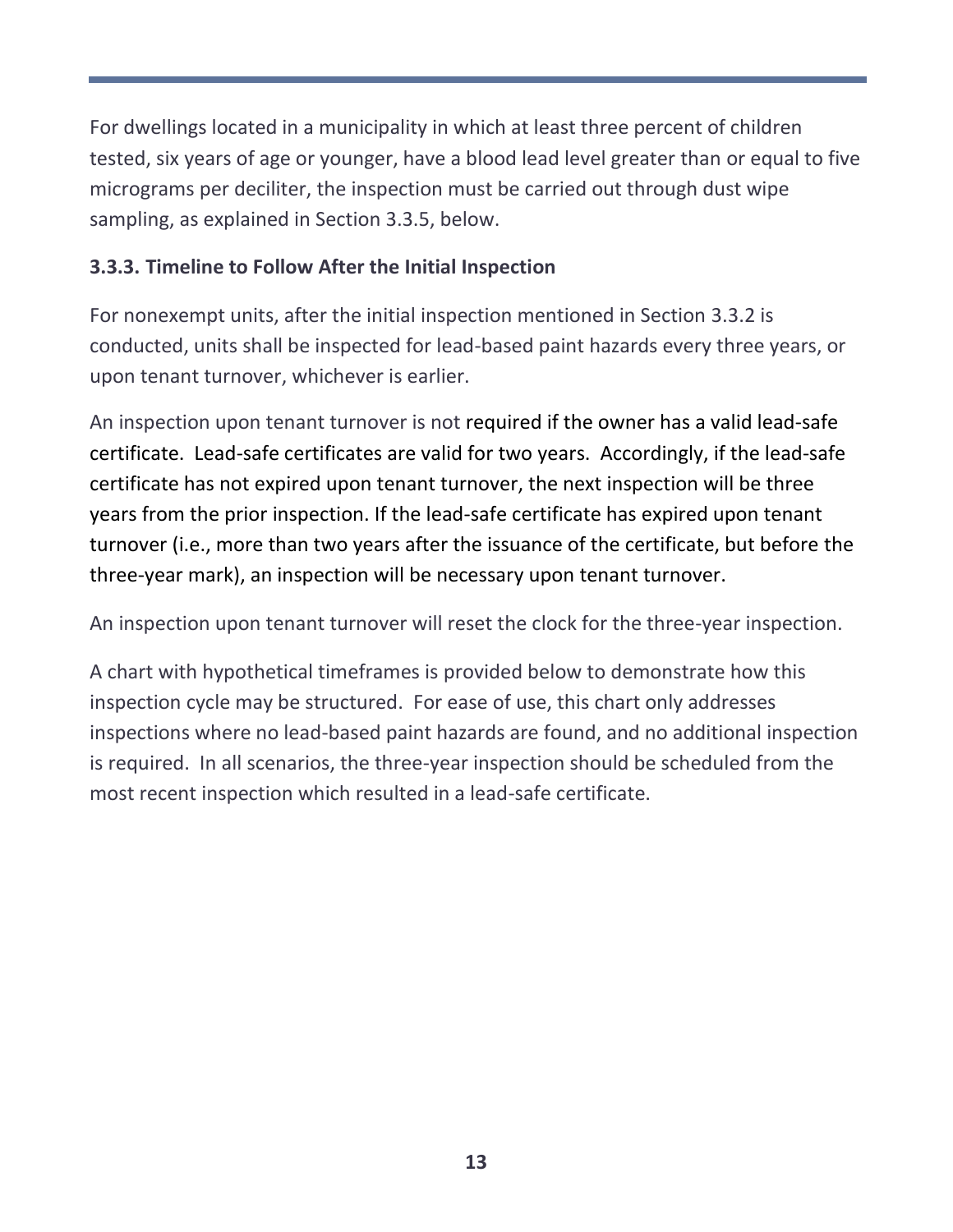For dwellings located in a municipality in which at least three percent of children tested, six years of age or younger, have a blood lead level greater than or equal to five micrograms per deciliter, the inspection must be carried out through dust wipe sampling, as explained in Section 3.3.5, below.

### 3.3.3. Timeline to Follow After the Initial Inspection

For nonexempt units, after the initial inspection mentioned in Section 3.3.2 is conducted, units shall be inspected for lead-based paint hazards every three years, or upon tenant turnover, whichever is earlier.

An inspection upon tenant turnover is not required if the owner has a valid lead-safe certificate. Lead-safe certificates are valid for two years. Accordingly, if the lead-safe certificate has not expired upon tenant turnover, the next inspection will be three years from the prior inspection. If the lead-safe certificate has expired upon tenant turnover (i.e., more than two years after the issuance of the certificate, but before the three-year mark), an inspection will be necessary upon tenant turnover.

An inspection upon tenant turnover will reset the clock for the three-year inspection.

A chart with hypothetical timeframes is provided below to demonstrate how this inspection cycle may be structured. For ease of use, this chart only addresses inspections where no lead-based paint hazards are found, and no additional inspection is required. In all scenarios, the three-year inspection should be scheduled from the most recent inspection which resulted in a lead-safe certificate.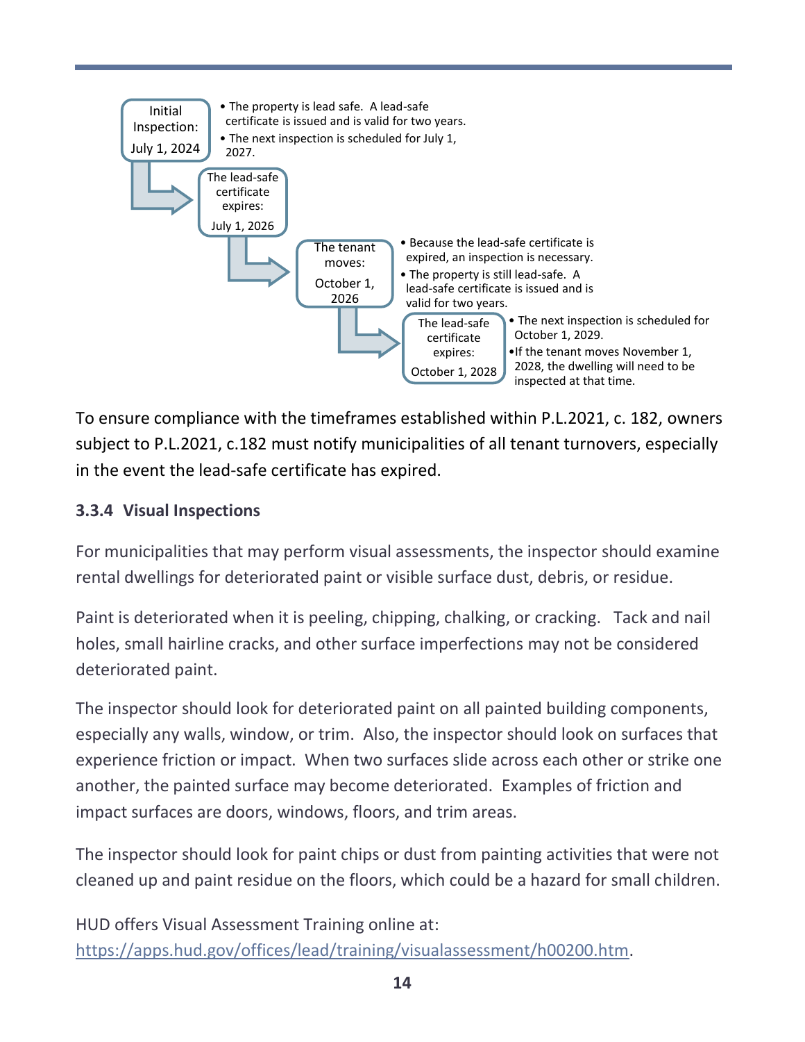- **Initial Inspection: July 1, 2024**
  - The property is lead safe. A lead-safe certificate is issued and is valid for two years.
  - The next inspection is scheduled for July 1, 2027.
- **The lead-safe certificate expires: July 1, 2026**
- **The tenant moves: October 1, 2026**
  - Because the lead-safe certificate is expired, an inspection is necessary.
  - The property is still lead-safe. A lead-safe certificate is issued and is valid for two years.
- **The lead-safe certificate expires: October 1, 2028**
  - The next inspection is scheduled for October 1, 2029.
  - If the tenant moves November 1, 2028, the dwelling will need to be inspected at that time.

To ensure compliance with the timeframes established within P.L.2021, c. 182, owners subject to P.L.2021, c.182 must notify municipalities of all tenant turnovers, especially in the event the lead-safe certificate has expired.

### 3.3.4 Visual Inspections

For municipalities that may perform visual assessments, the inspector should examine rental dwellings for deteriorated paint or visible surface dust, debris, or residue.

Paint is deteriorated when it is peeling, chipping, chalking, or cracking. Tack and nail holes, small hairline cracks, and other surface imperfections may not be considered deteriorated paint.

The inspector should look for deteriorated paint on all painted building components, especially any walls, window, or trim. Also, the inspector should look on surfaces that experience friction or impact. When two surfaces slide across each other or strike one another, the painted surface may become deteriorated. Examples of friction and impact surfaces are doors, windows, floors, and trim areas.

The inspector should look for paint chips or dust from painting activities that were not cleaned up and paint residue on the floors, which could be a hazard for small children.

HUD offers Visual Assessment Training online at: [https://apps.hud.gov/offices/lead/training/visualassessment/h00200.htm](https://apps.hud.gov/offices/lead/training/visualassessment/h00200.htm).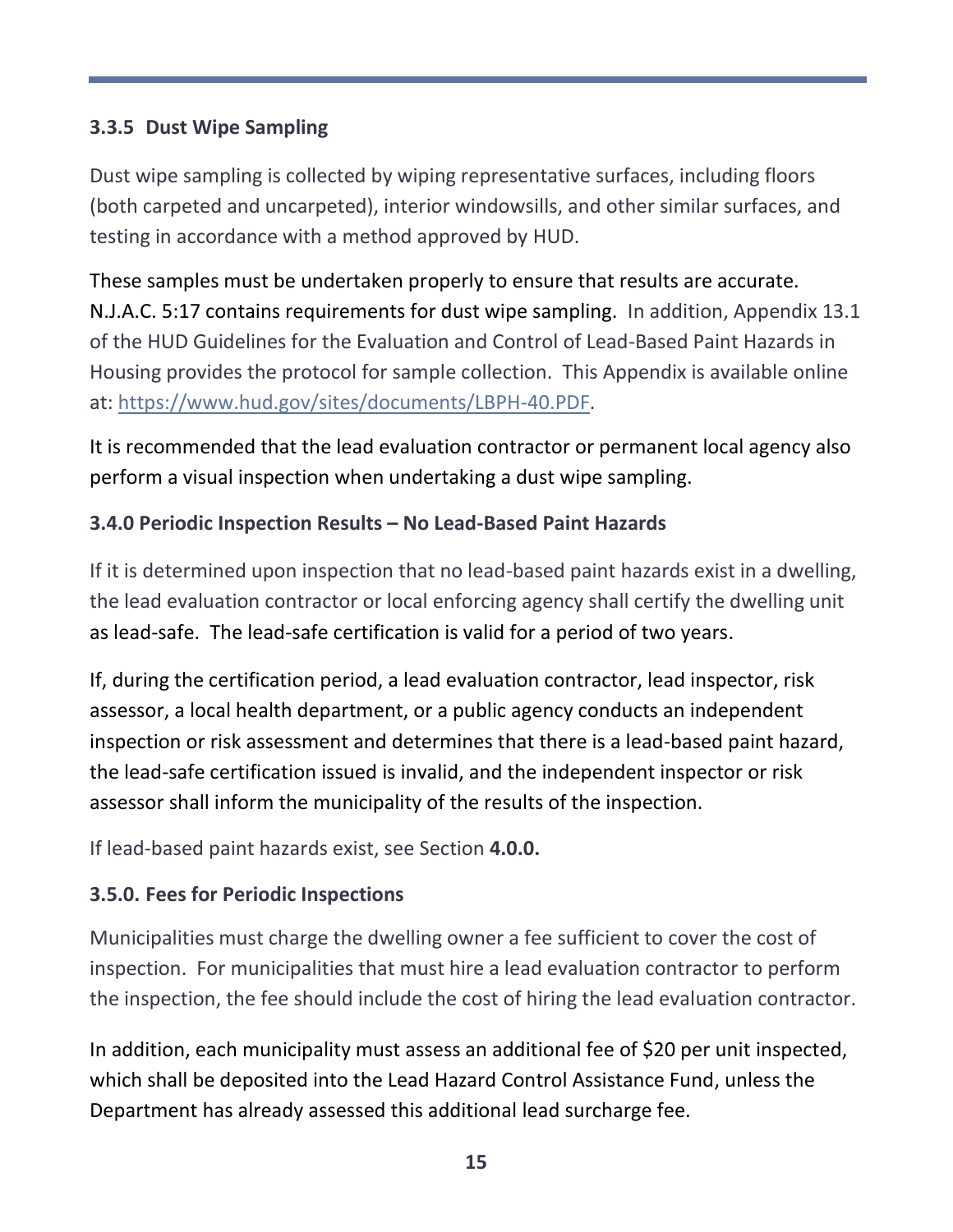### 3.3.5 Dust Wipe Sampling

Dust wipe sampling is collected by wiping representative surfaces, including floors (both carpeted and uncarpeted), interior windowsills, and other similar surfaces, and testing in accordance with a method approved by HUD.

These samples must be undertaken properly to ensure that results are accurate. N.J.A.C. 5:17 contains requirements for dust wipe sampling. In addition, Appendix 13.1 of the HUD Guidelines for the Evaluation and Control of Lead-Based Paint Hazards in Housing provides the protocol for sample collection. This Appendix is available online at: https://www.hud.gov/sites/documents/LBPH-40.PDF.

It is recommended that the lead evaluation contractor or permanent local agency also perform a visual inspection when undertaking a dust wipe sampling.

### 3.4.0 Periodic Inspection Results – No Lead-Based Paint Hazards

If it is determined upon inspection that no lead-based paint hazards exist in a dwelling, the lead evaluation contractor or local enforcing agency shall certify the dwelling unit as lead-safe. The lead-safe certification is valid for a period of two years.

If, during the certification period, a lead evaluation contractor, lead inspector, risk assessor, a local health department, or a public agency conducts an independent inspection or risk assessment and determines that there is a lead-based paint hazard, the lead-safe certification issued is invalid, and the independent inspector or risk assessor shall inform the municipality of the results of the inspection.

If lead-based paint hazards exist, see Section **4.0.0.**

### 3.5.0. Fees for Periodic Inspections

Municipalities must charge the dwelling owner a fee sufficient to cover the cost of inspection. For municipalities that must hire a lead evaluation contractor to perform the inspection, the fee should include the cost of hiring the lead evaluation contractor.

In addition, each municipality must assess an additional fee of $20 per unit inspected, which shall be deposited into the Lead Hazard Control Assistance Fund, unless the Department has already assessed this additional lead surcharge fee.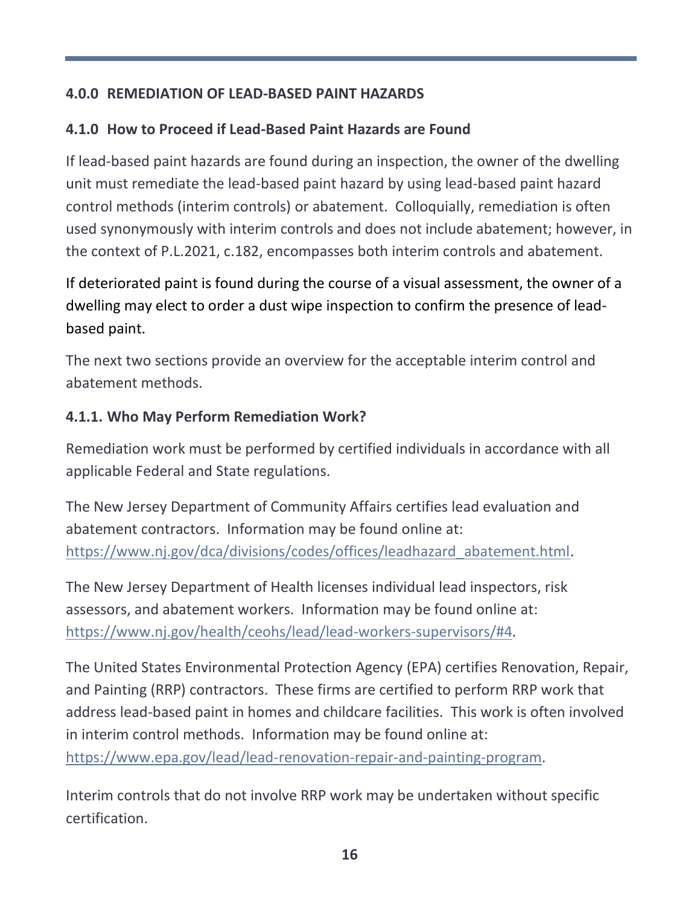## 4.0.0 REMEDIATION OF LEAD-BASED PAINT HAZARDS

### 4.1.0 How to Proceed if Lead-Based Paint Hazards are Found

If lead-based paint hazards are found during an inspection, the owner of the dwelling unit must remediate the lead-based paint hazard by using lead-based paint hazard control methods (interim controls) or abatement. Colloquially, remediation is often used synonymously with interim controls and does not include abatement; however, in the context of P.L.2021, c.182, encompasses both interim controls and abatement.

If deteriorated paint is found during the course of a visual assessment, the owner of a dwelling may elect to order a dust wipe inspection to confirm the presence of lead-based paint.

The next two sections provide an overview for the acceptable interim control and abatement methods.

#### 4.1.1. Who May Perform Remediation Work?

Remediation work must be performed by certified individuals in accordance with all applicable Federal and State regulations.

The New Jersey Department of Community Affairs certifies lead evaluation and abatement contractors. Information may be found online at: https://www.nj.gov/dca/divisions/codes/offices/leadhazard_abatement.html.

The New Jersey Department of Health licenses individual lead inspectors, risk assessors, and abatement workers. Information may be found online at: https://www.nj.gov/health/ceohs/lead/lead-workers-supervisors/#4.

The United States Environmental Protection Agency (EPA) certifies Renovation, Repair, and Painting (RRP) contractors. These firms are certified to perform RRP work that address lead-based paint in homes and childcare facilities. This work is often involved in interim control methods. Information may be found online at: https://www.epa.gov/lead/lead-renovation-repair-and-painting-program.

Interim controls that do not involve RRP work may be undertaken without specific certification.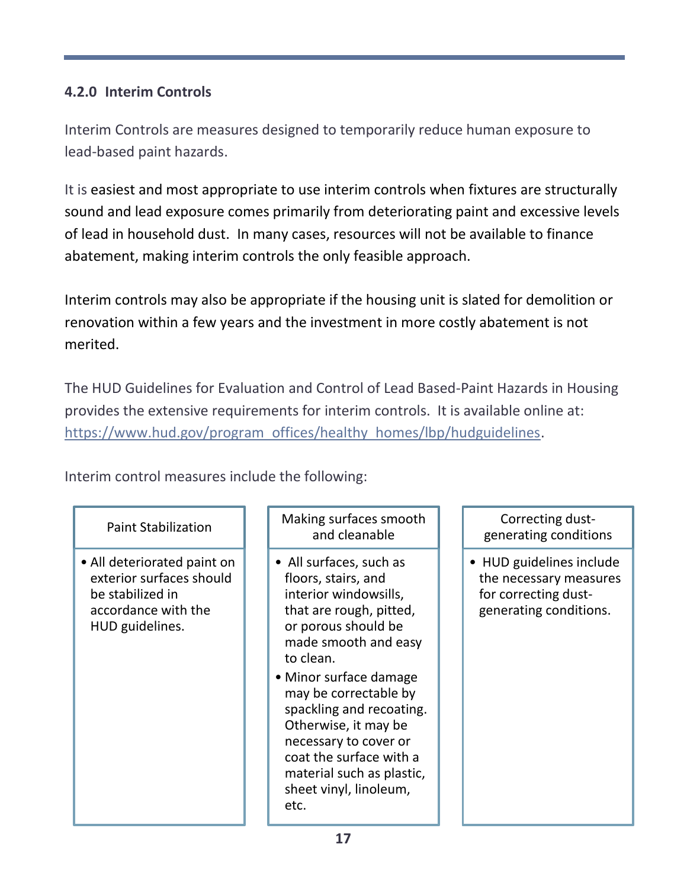### 4.2.0 Interim Controls

Interim Controls are measures designed to temporarily reduce human exposure to lead-based paint hazards.

It is easiest and most appropriate to use interim controls when fixtures are structurally sound and lead exposure comes primarily from deteriorating paint and excessive levels of lead in household dust. In many cases, resources will not be available to finance abatement, making interim controls the only feasible approach.

Interim controls may also be appropriate if the housing unit is slated for demolition or renovation within a few years and the investment in more costly abatement is not merited.

The HUD Guidelines for Evaluation and Control of Lead Based-Paint Hazards in Housing provides the extensive requirements for interim controls. It is available online at: https://www.hud.gov/program_offices/healthy_homes/lbp/hudguidelines.

Interim control measures include the following:

| Paint Stabilization | Making surfaces smooth and cleanable | Correcting dust-generating conditions |
|---|---|---|
| • All deteriorated paint on exterior surfaces should be stabilized in accordance with the HUD guidelines. | • All surfaces, such as floors, stairs, and interior windowsills, that are rough, pitted, or porous should be made smooth and easy to clean.<br>• Minor surface damage may be correctable by spackling and recoating. Otherwise, it may be necessary to cover or coat the surface with a material such as plastic, sheet vinyl, linoleum, etc. | • HUD guidelines include the necessary measures for correcting dust-generating conditions. |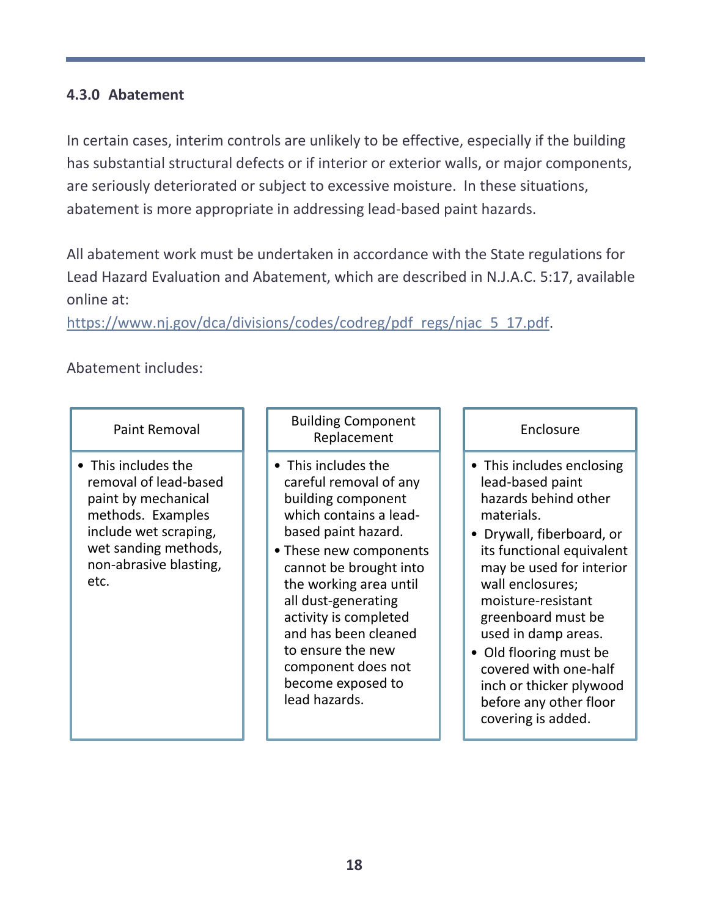### 4.3.0 Abatement

In certain cases, interim controls are unlikely to be effective, especially if the building has substantial structural defects or if interior or exterior walls, or major components, are seriously deteriorated or subject to excessive moisture. In these situations, abatement is more appropriate in addressing lead-based paint hazards.

All abatement work must be undertaken in accordance with the State regulations for Lead Hazard Evaluation and Abatement, which are described in N.J.A.C. 5:17, available online at:
[https://www.nj.gov/dca/divisions/codes/codreg/pdf_regs/njac_5_17.pdf](https://www.nj.gov/dca/divisions/codes/codreg/pdf_regs/njac_5_17.pdf).

Abatement includes:

| Paint Removal | Building Component Replacement | Enclosure |
|---|---|---|
| • This includes the removal of lead-based paint by mechanical methods. Examples include wet scraping, wet sanding methods, non-abrasive blasting, etc. | • This includes the careful removal of any building component which contains a lead-based paint hazard.<br>• These new components cannot be brought into the working area until all dust-generating activity is completed and has been cleaned to ensure the new component does not become exposed to lead hazards. | • This includes enclosing lead-based paint hazards behind other materials.<br>• Drywall, fiberboard, or its functional equivalent may be used for interior wall enclosures; moisture-resistant greenboard must be used in damp areas.<br>• Old flooring must be covered with one-half inch or thicker plywood before any other floor covering is added. |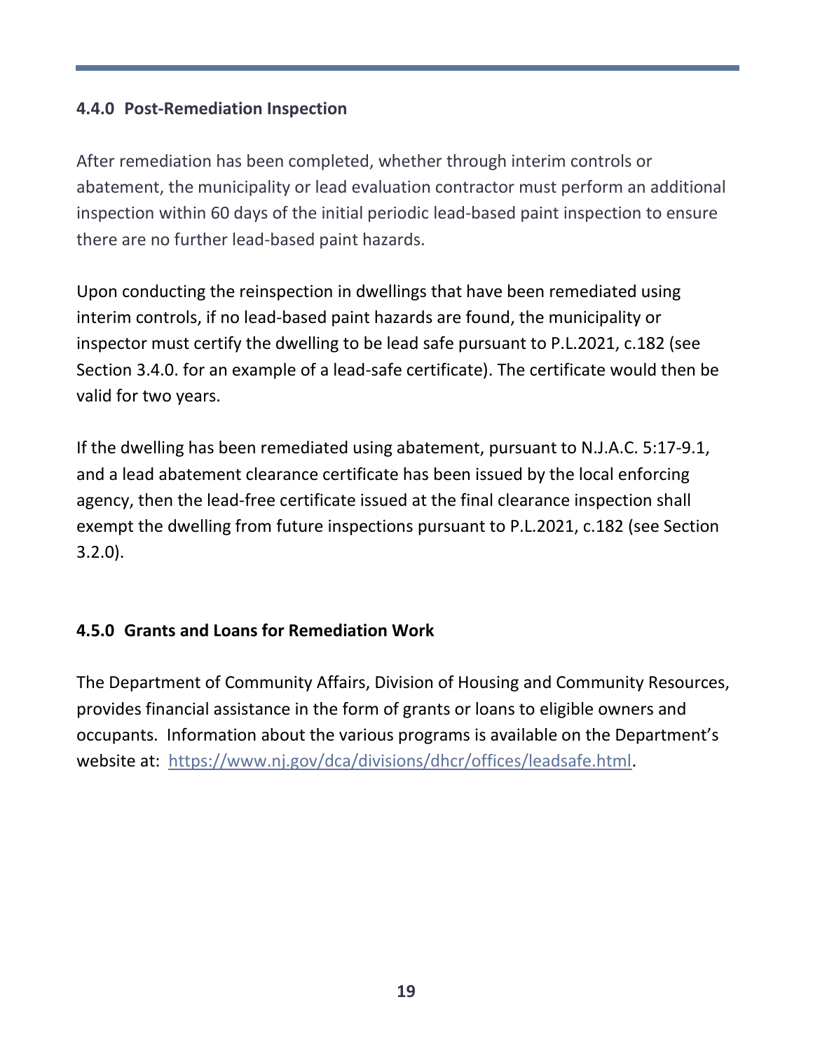### 4.4.0 Post-Remediation Inspection

After remediation has been completed, whether through interim controls or abatement, the municipality or lead evaluation contractor must perform an additional inspection within 60 days of the initial periodic lead-based paint inspection to ensure there are no further lead-based paint hazards.

Upon conducting the reinspection in dwellings that have been remediated using interim controls, if no lead-based paint hazards are found, the municipality or inspector must certify the dwelling to be lead safe pursuant to P.L.2021, c.182 (see Section 3.4.0. for an example of a lead-safe certificate). The certificate would then be valid for two years.

If the dwelling has been remediated using abatement, pursuant to N.J.A.C. 5:17-9.1, and a lead abatement clearance certificate has been issued by the local enforcing agency, then the lead-free certificate issued at the final clearance inspection shall exempt the dwelling from future inspections pursuant to P.L.2021, c.182 (see Section 3.2.0).

### 4.5.0 Grants and Loans for Remediation Work

The Department of Community Affairs, Division of Housing and Community Resources, provides financial assistance in the form of grants or loans to eligible owners and occupants. Information about the various programs is available on the Department's website at: [https://www.nj.gov/dca/divisions/dhcr/offices/leadsafe.html](https://www.nj.gov/dca/divisions/dhcr/offices/leadsafe.html).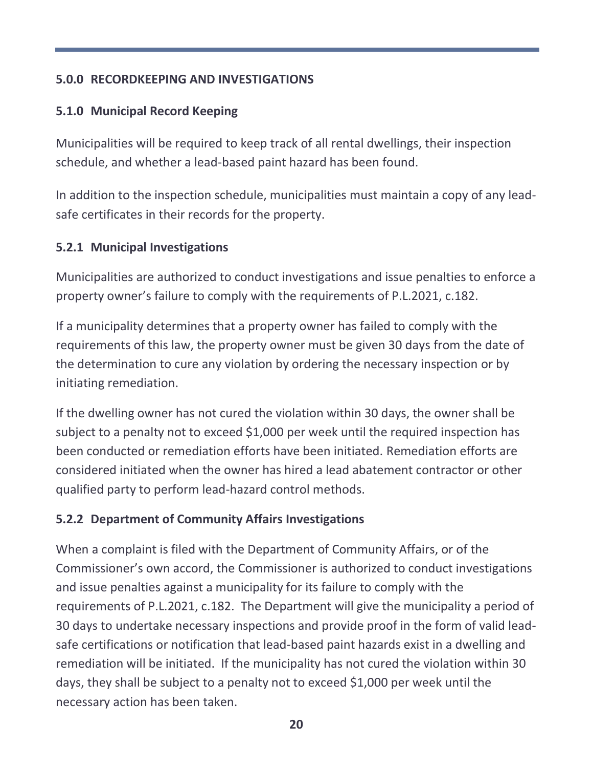## 5.0.0 RECORDKEEPING AND INVESTIGATIONS

### 5.1.0 Municipal Record Keeping

Municipalities will be required to keep track of all rental dwellings, their inspection schedule, and whether a lead-based paint hazard has been found.

In addition to the inspection schedule, municipalities must maintain a copy of any lead-safe certificates in their records for the property.

### 5.2.1 Municipal Investigations

Municipalities are authorized to conduct investigations and issue penalties to enforce a property owner's failure to comply with the requirements of P.L.2021, c.182.

If a municipality determines that a property owner has failed to comply with the requirements of this law, the property owner must be given 30 days from the date of the determination to cure any violation by ordering the necessary inspection or by initiating remediation.

If the dwelling owner has not cured the violation within 30 days, the owner shall be subject to a penalty not to exceed $1,000 per week until the required inspection has been conducted or remediation efforts have been initiated. Remediation efforts are considered initiated when the owner has hired a lead abatement contractor or other qualified party to perform lead-hazard control methods.

### 5.2.2 Department of Community Affairs Investigations

When a complaint is filed with the Department of Community Affairs, or of the Commissioner's own accord, the Commissioner is authorized to conduct investigations and issue penalties against a municipality for its failure to comply with the requirements of P.L.2021, c.182. The Department will give the municipality a period of 30 days to undertake necessary inspections and provide proof in the form of valid lead-safe certifications or notification that lead-based paint hazards exist in a dwelling and remediation will be initiated. If the municipality has not cured the violation within 30 days, they shall be subject to a penalty not to exceed $1,000 per week until the necessary action has been taken.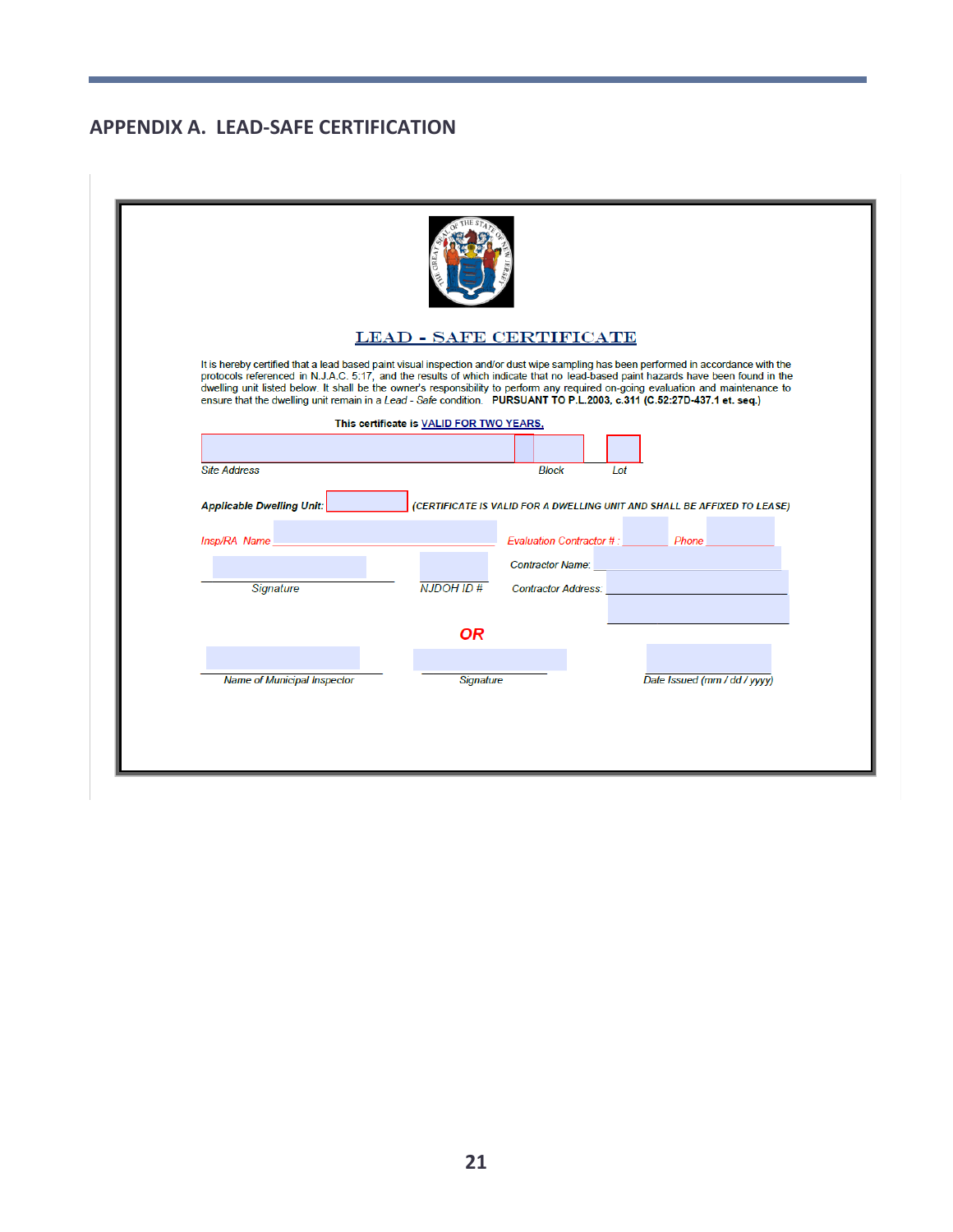## APPENDIX A. LEAD-SAFE CERTIFICATION

**LEAD - SAFE CERTIFICATE**

It is hereby certified that a lead based paint visual inspection and/or dust wipe sampling has been performed in accordance with the protocols referenced in N.J.A.C. 5:17, and the results of which indicate that no lead-based paint hazards have been found in the dwelling unit listed below. It shall be the owner's responsibility to perform any required on-going evaluation and maintenance to ensure that the dwelling unit remain in a *Lead - Safe* condition. **PURSUANT TO P.L.2003, c.311 (C.52:27D-437.1 et. seq.)**

**This certificate is VALID FOR TWO YEARS.**

*Site Address* ______________________ *Block* ________ *Lot* ________

***Applicable Dwelling Unit:*** ________ ***(CERTIFICATE IS VALID FOR A DWELLING UNIT AND SHALL BE AFFIXED TO LEASE)***

*Insp/RA Name* ______________________ *Evaluation Contractor # :* ________ *Phone* ________

*Contractor Name:* ______________________

*Signature* ______________________ *NJDOH ID #* ________ *Contractor Address:* ______________________

**OR**

*Name of Municipal Inspector* ______________________ *Signature* ______________________ *Date Issued (mm / dd / yyyy)* ________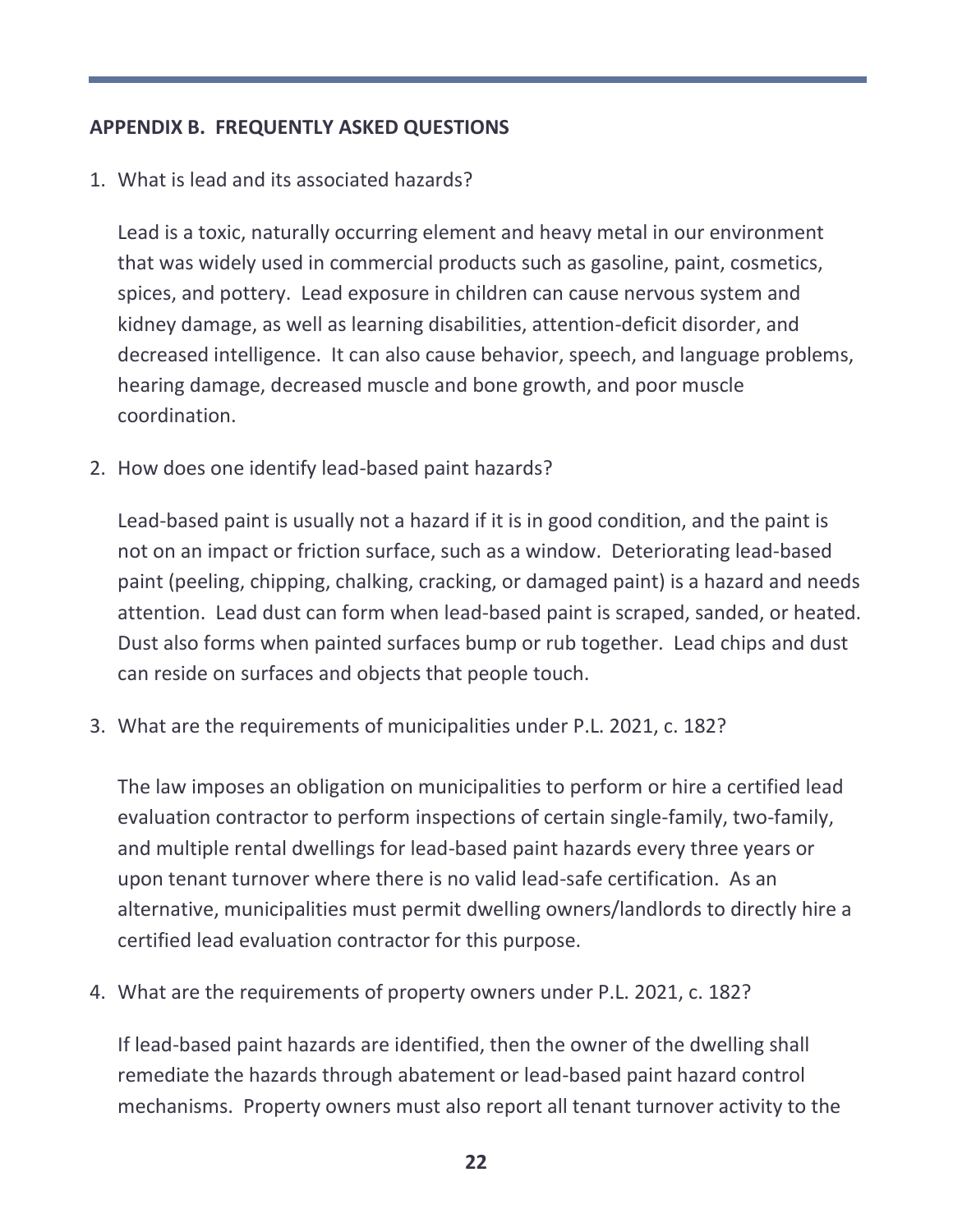## APPENDIX B. FREQUENTLY ASKED QUESTIONS

1. What is lead and its associated hazards?

   Lead is a toxic, naturally occurring element and heavy metal in our environment that was widely used in commercial products such as gasoline, paint, cosmetics, spices, and pottery. Lead exposure in children can cause nervous system and kidney damage, as well as learning disabilities, attention-deficit disorder, and decreased intelligence. It can also cause behavior, speech, and language problems, hearing damage, decreased muscle and bone growth, and poor muscle coordination.

2. How does one identify lead-based paint hazards?

   Lead-based paint is usually not a hazard if it is in good condition, and the paint is not on an impact or friction surface, such as a window. Deteriorating lead-based paint (peeling, chipping, chalking, cracking, or damaged paint) is a hazard and needs attention. Lead dust can form when lead-based paint is scraped, sanded, or heated. Dust also forms when painted surfaces bump or rub together. Lead chips and dust can reside on surfaces and objects that people touch.

3. What are the requirements of municipalities under P.L. 2021, c. 182?

   The law imposes an obligation on municipalities to perform or hire a certified lead evaluation contractor to perform inspections of certain single-family, two-family, and multiple rental dwellings for lead-based paint hazards every three years or upon tenant turnover where there is no valid lead-safe certification. As an alternative, municipalities must permit dwelling owners/landlords to directly hire a certified lead evaluation contractor for this purpose.

4. What are the requirements of property owners under P.L. 2021, c. 182?

   If lead-based paint hazards are identified, then the owner of the dwelling shall remediate the hazards through abatement or lead-based paint hazard control mechanisms. Property owners must also report all tenant turnover activity to the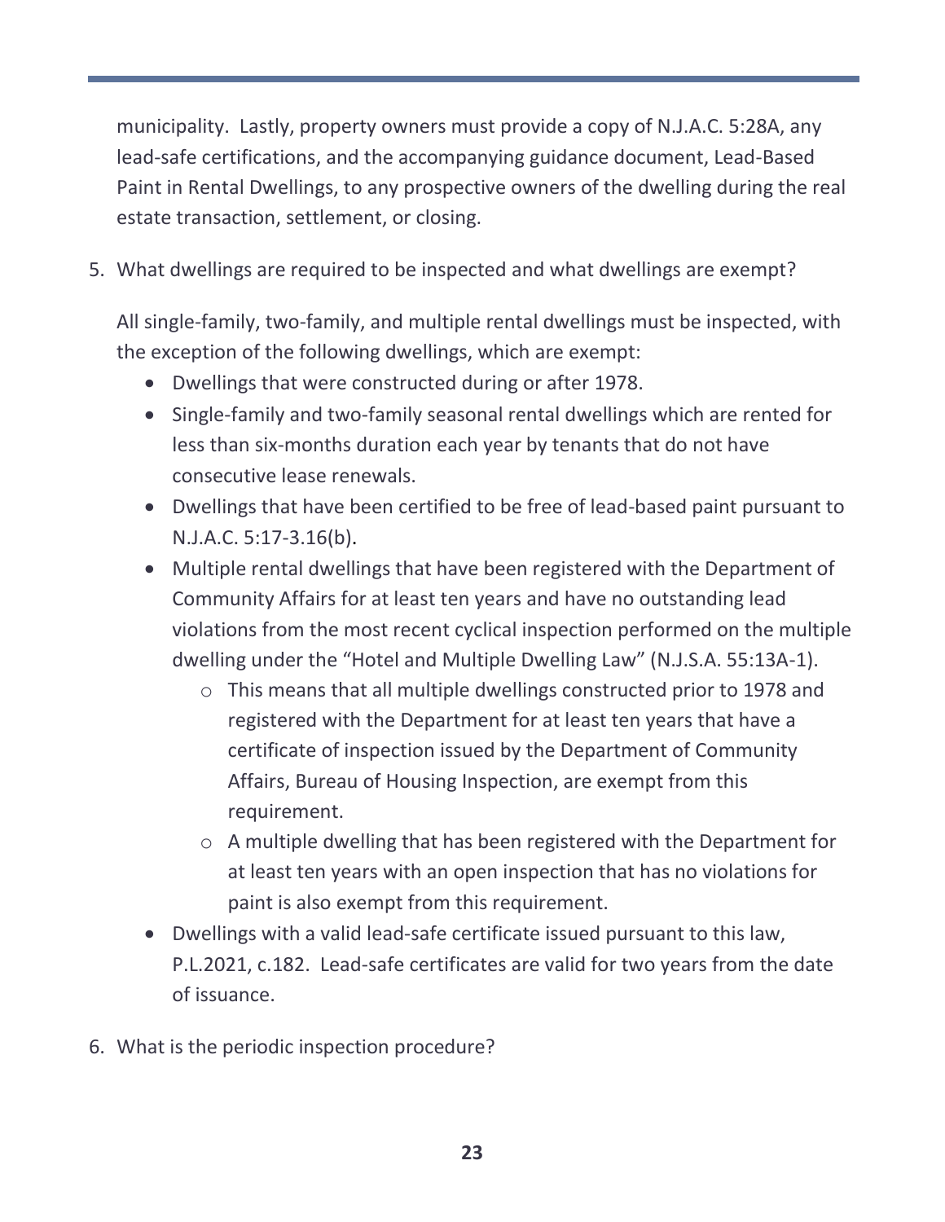municipality. Lastly, property owners must provide a copy of N.J.A.C. 5:28A, any lead-safe certifications, and the accompanying guidance document, Lead-Based Paint in Rental Dwellings, to any prospective owners of the dwelling during the real estate transaction, settlement, or closing.

5. What dwellings are required to be inspected and what dwellings are exempt?

   All single-family, two-family, and multiple rental dwellings must be inspected, with the exception of the following dwellings, which are exempt:

   - Dwellings that were constructed during or after 1978.
   - Single-family and two-family seasonal rental dwellings which are rented for less than six-months duration each year by tenants that do not have consecutive lease renewals.
   - Dwellings that have been certified to be free of lead-based paint pursuant to N.J.A.C. 5:17-3.16(b).
   - Multiple rental dwellings that have been registered with the Department of Community Affairs for at least ten years and have no outstanding lead violations from the most recent cyclical inspection performed on the multiple dwelling under the "Hotel and Multiple Dwelling Law" (N.J.S.A. 55:13A-1).
     - This means that all multiple dwellings constructed prior to 1978 and registered with the Department for at least ten years that have a certificate of inspection issued by the Department of Community Affairs, Bureau of Housing Inspection, are exempt from this requirement.
     - A multiple dwelling that has been registered with the Department for at least ten years with an open inspection that has no violations for paint is also exempt from this requirement.
   - Dwellings with a valid lead-safe certificate issued pursuant to this law, P.L.2021, c.182. Lead-safe certificates are valid for two years from the date of issuance.

6. What is the periodic inspection procedure?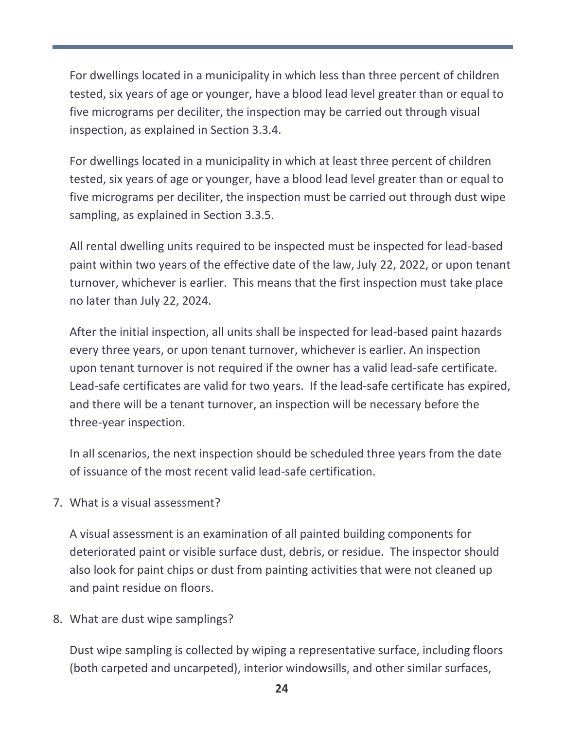For dwellings located in a municipality in which less than three percent of children tested, six years of age or younger, have a blood lead level greater than or equal to five micrograms per deciliter, the inspection may be carried out through visual inspection, as explained in Section 3.3.4.

For dwellings located in a municipality in which at least three percent of children tested, six years of age or younger, have a blood lead level greater than or equal to five micrograms per deciliter, the inspection must be carried out through dust wipe sampling, as explained in Section 3.3.5.

All rental dwelling units required to be inspected must be inspected for lead-based paint within two years of the effective date of the law, July 22, 2022, or upon tenant turnover, whichever is earlier. This means that the first inspection must take place no later than July 22, 2024.

After the initial inspection, all units shall be inspected for lead-based paint hazards every three years, or upon tenant turnover, whichever is earlier. An inspection upon tenant turnover is not required if the owner has a valid lead-safe certificate. Lead-safe certificates are valid for two years. If the lead-safe certificate has expired, and there will be a tenant turnover, an inspection will be necessary before the three-year inspection.

In all scenarios, the next inspection should be scheduled three years from the date of issuance of the most recent valid lead-safe certification.

7. What is a visual assessment?

   A visual assessment is an examination of all painted building components for deteriorated paint or visible surface dust, debris, or residue. The inspector should also look for paint chips or dust from painting activities that were not cleaned up and paint residue on floors.

8. What are dust wipe samplings?

   Dust wipe sampling is collected by wiping a representative surface, including floors (both carpeted and uncarpeted), interior windowsills, and other similar surfaces,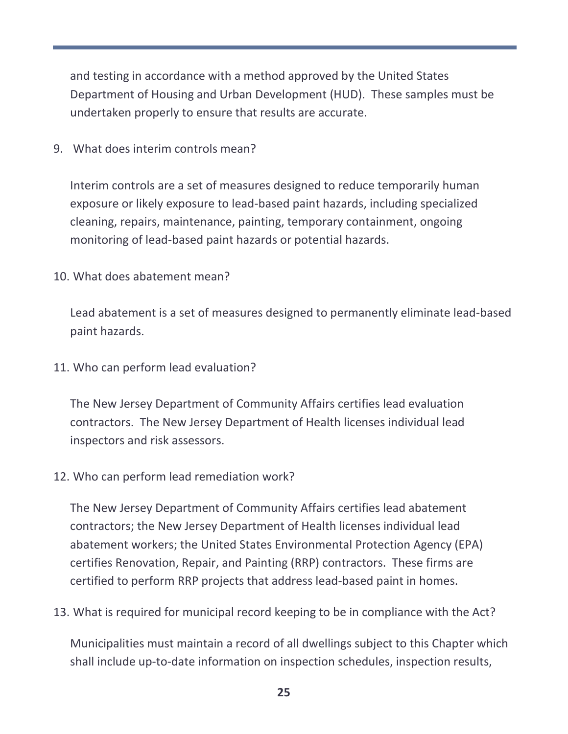and testing in accordance with a method approved by the United States Department of Housing and Urban Development (HUD). These samples must be undertaken properly to ensure that results are accurate.

9. What does interim controls mean?

   Interim controls are a set of measures designed to reduce temporarily human exposure or likely exposure to lead-based paint hazards, including specialized cleaning, repairs, maintenance, painting, temporary containment, ongoing monitoring of lead-based paint hazards or potential hazards.

10. What does abatement mean?

    Lead abatement is a set of measures designed to permanently eliminate lead-based paint hazards.

11. Who can perform lead evaluation?

    The New Jersey Department of Community Affairs certifies lead evaluation contractors. The New Jersey Department of Health licenses individual lead inspectors and risk assessors.

12. Who can perform lead remediation work?

    The New Jersey Department of Community Affairs certifies lead abatement contractors; the New Jersey Department of Health licenses individual lead abatement workers; the United States Environmental Protection Agency (EPA) certifies Renovation, Repair, and Painting (RRP) contractors. These firms are certified to perform RRP projects that address lead-based paint in homes.

13. What is required for municipal record keeping to be in compliance with the Act?

    Municipalities must maintain a record of all dwellings subject to this Chapter which shall include up-to-date information on inspection schedules, inspection results,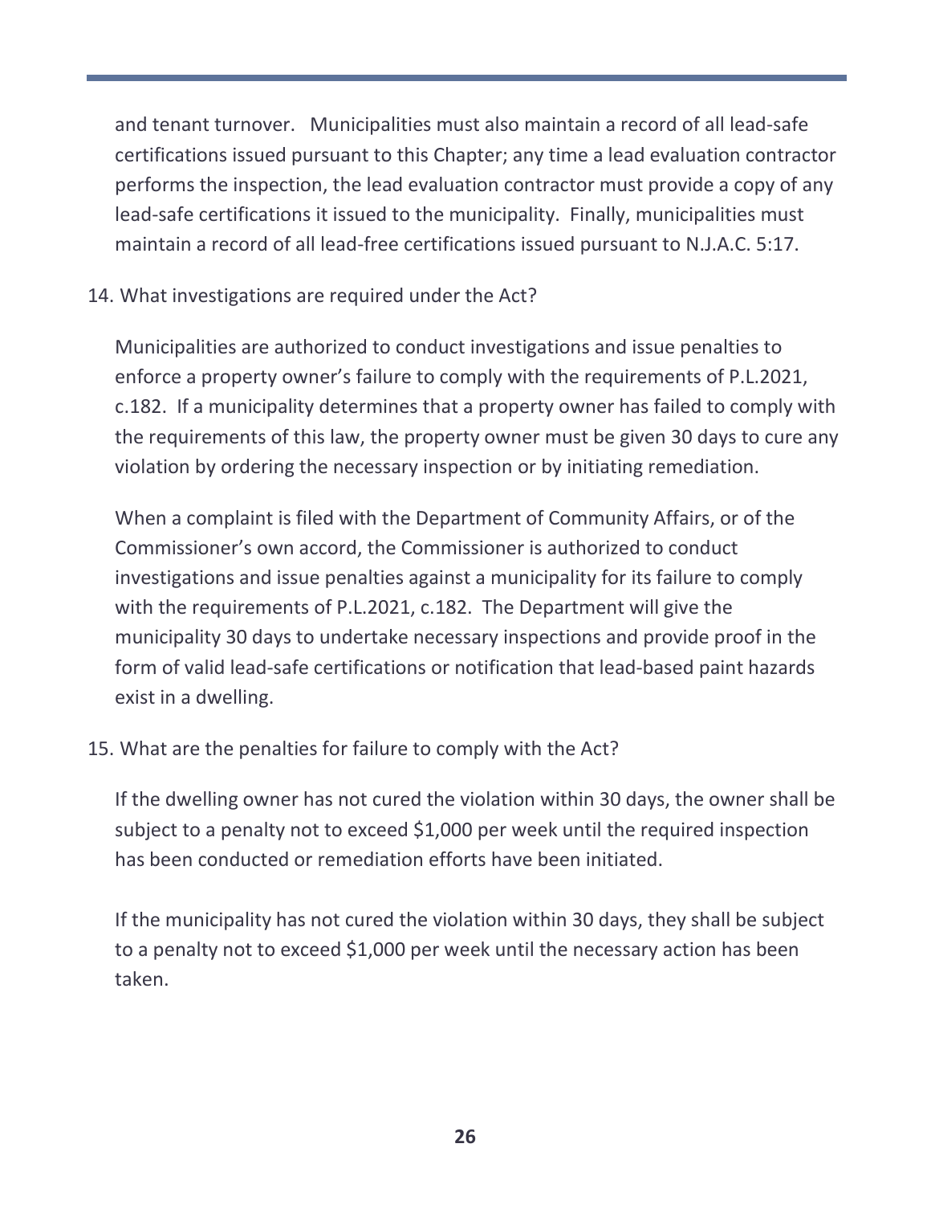and tenant turnover. Municipalities must also maintain a record of all lead-safe certifications issued pursuant to this Chapter; any time a lead evaluation contractor performs the inspection, the lead evaluation contractor must provide a copy of any lead-safe certifications it issued to the municipality. Finally, municipalities must maintain a record of all lead-free certifications issued pursuant to N.J.A.C. 5:17.

14. What investigations are required under the Act?

Municipalities are authorized to conduct investigations and issue penalties to enforce a property owner's failure to comply with the requirements of P.L.2021, c.182. If a municipality determines that a property owner has failed to comply with the requirements of this law, the property owner must be given 30 days to cure any violation by ordering the necessary inspection or by initiating remediation.

When a complaint is filed with the Department of Community Affairs, or of the Commissioner's own accord, the Commissioner is authorized to conduct investigations and issue penalties against a municipality for its failure to comply with the requirements of P.L.2021, c.182. The Department will give the municipality 30 days to undertake necessary inspections and provide proof in the form of valid lead-safe certifications or notification that lead-based paint hazards exist in a dwelling.

15. What are the penalties for failure to comply with the Act?

If the dwelling owner has not cured the violation within 30 days, the owner shall be subject to a penalty not to exceed $1,000 per week until the required inspection has been conducted or remediation efforts have been initiated.

If the municipality has not cured the violation within 30 days, they shall be subject to a penalty not to exceed $1,000 per week until the necessary action has been taken.